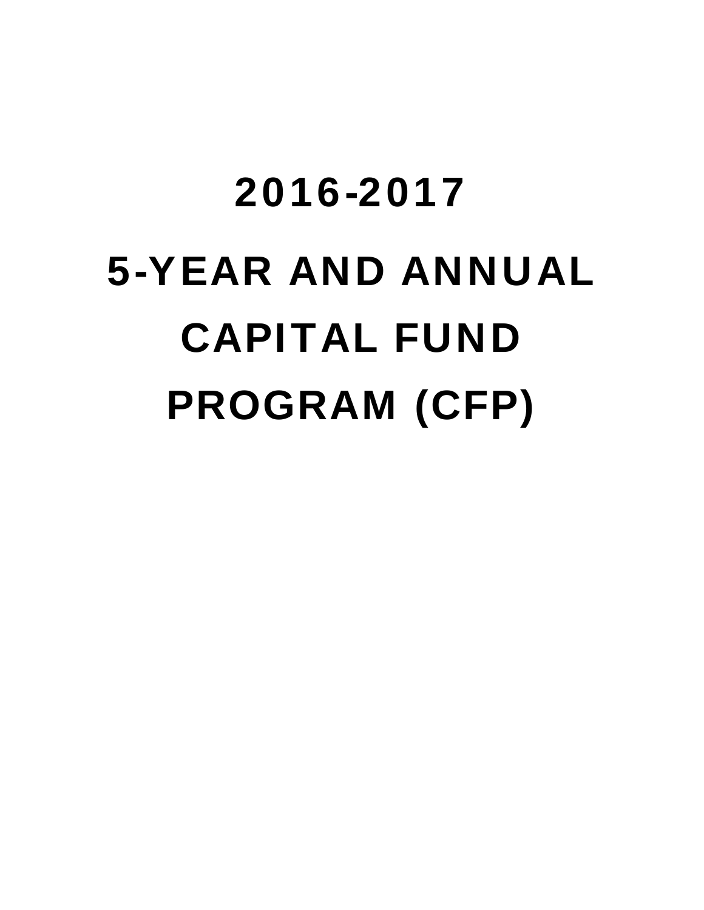# 2016-2017

# 5-YEAR AND ANNUAL CAPITAL FUND PROGRAM (CFP)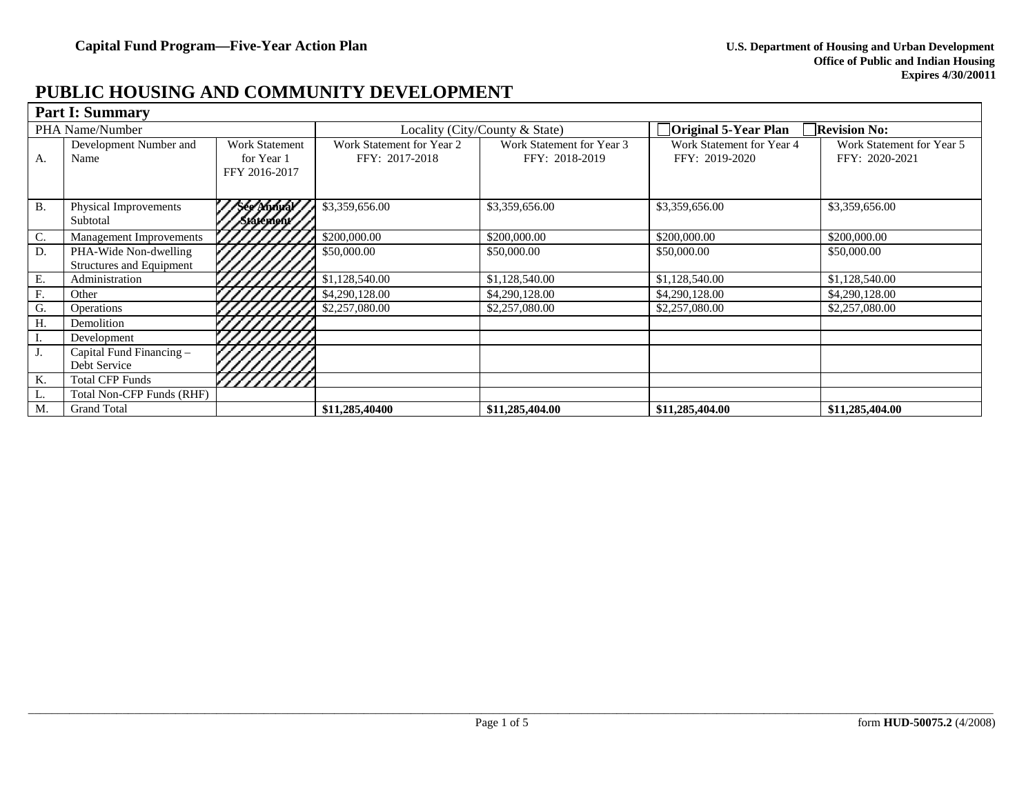**Capital Fund Program—Five-Year Action Plan**

**U.S. Department of Housing and Urban Development**
**Office of Public and Indian Housing**
**Expires 4/30/20011**

# PUBLIC HOUSING AND COMMUNITY DEVELOPMENT

| **Part I: Summary** | | | | | | |
|---|---|---|---|---|---|---|
| PHA Name/Number | | | Locality (City/County & State) | | ☐**Original 5-Year Plan** | ☐**Revision No:** |
| A. | Development Number and Name | Work Statement for Year 1 FFY 2016-2017 | Work Statement for Year 2 FFY: 2017-2018 | Work Statement for Year 3 FFY: 2018-2019 | Work Statement for Year 4 FFY: 2019-2020 | Work Statement for Year 5 FFY: 2020-2021 |
| B. | Physical Improvements Subtotal | **See Annual Statement** | $3,359,656.00 | $3,359,656.00 | $3,359,656.00 | $3,359,656.00 |
| C. | Management Improvements | | $200,000.00 | $200,000.00 | $200,000.00 | $200,000.00 |
| D. | PHA-Wide Non-dwelling Structures and Equipment | | $50,000.00 | $50,000.00 | $50,000.00 | $50,000.00 |
| E. | Administration | | $1,128,540.00 | $1,128,540.00 | $1,128,540.00 | $1,128,540.00 |
| F. | Other | | $4,290,128.00 | $4,290,128.00 | $4,290,128.00 | $4,290,128.00 |
| G. | Operations | | $2,257,080.00 | $2,257,080.00 | $2,257,080.00 | $2,257,080.00 |
| H. | Demolition | | | | | |
| I. | Development | | | | | |
| J. | Capital Fund Financing – Debt Service | | | | | |
| K. | Total CFP Funds | | | | | |
| L. | Total Non-CFP Funds (RHF) | | | | | |
| M. | Grand Total | | **$11,285,40400** | **$11,285,404.00** | **$11,285,404.00** | **$11,285,404.00** |

form **HUD-50075.2** (4/2008)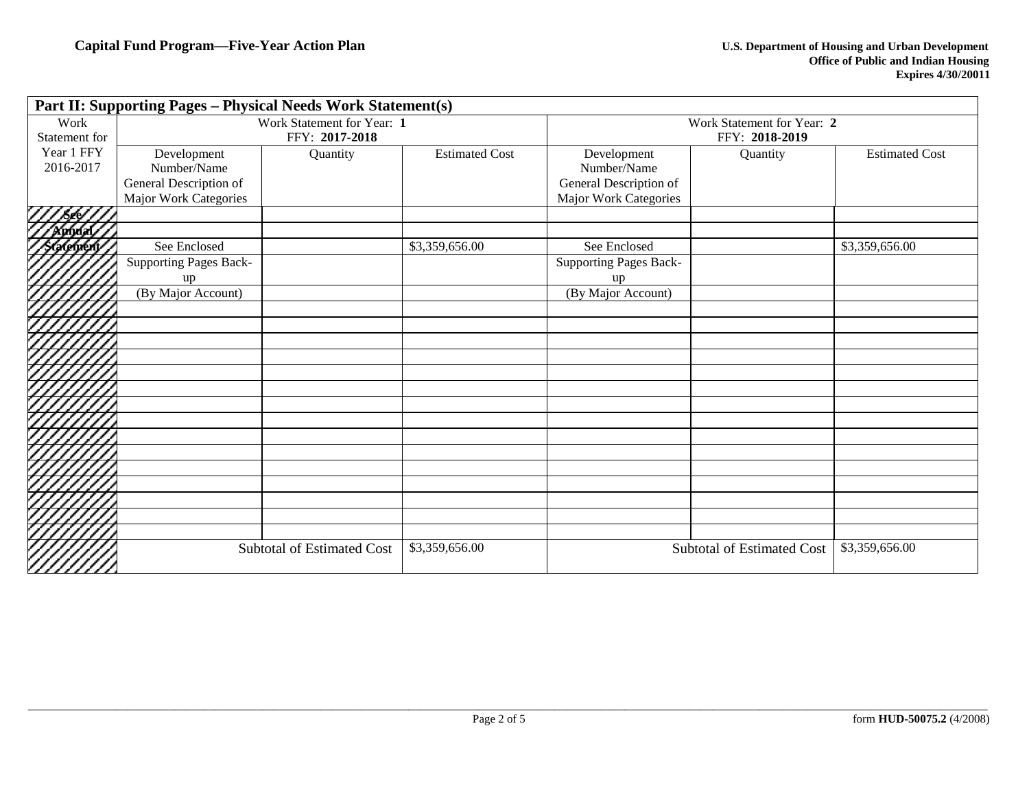**Capital Fund Program—Five-Year Action Plan**

**U.S. Department of Housing and Urban Development**
**Office of Public and Indian Housing**
**Expires 4/30/20011**

| **Part II: Supporting Pages – Physical Needs Work Statement(s)** | | | | | | |
|---|---|---|---|---|---|---|
| Work Statement for Year 1 FFY 2016-2017 | Work Statement for Year: **1** FFY: **2017-2018** | | | Work Statement for Year: **2** FFY: **2018-2019** | | |
| | Development Number/Name General Description of Major Work Categories | Quantity | Estimated Cost | Development Number/Name General Description of Major Work Categories | Quantity | Estimated Cost |
| See | | | | | | |
| Annual | | | | | | |
| Statement | See Enclosed | | $3,359,656.00 | See Enclosed | | $3,359,656.00 |
| | Supporting Pages Back-up | | | Supporting Pages Back-up | | |
| | (By Major Account) | | | (By Major Account) | | |
| | | | | | | |
| | | | | | | |
| | | | | | | |
| | | | | | | |
| | | | | | | |
| | | | | | | |
| | | | | | | |
| | | | | | | |
| | | | | | | |
| | | | | | | |
| | | | | | | |
| | | | | | | |
| | | | | | | |
| | | | | | | |
| | | | | | | |
| | Subtotal of Estimated Cost | | $3,359,656.00 | Subtotal of Estimated Cost | | $3,359,656.00 |

form **HUD-50075.2** (4/2008)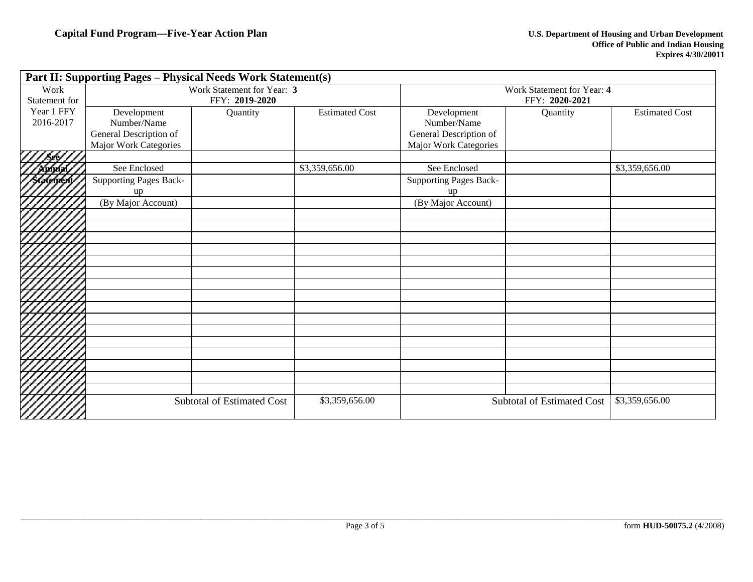**Capital Fund Program—Five-Year Action Plan**

**U.S. Department of Housing and Urban Development**
**Office of Public and Indian Housing**
**Expires 4/30/20011**

| **Part II: Supporting Pages – Physical Needs Work Statement(s)** | | | | | | |
|---|---|---|---|---|---|---|
| Work Statement for Year 1 FFY 2016-2017 | Work Statement for Year: **3** FFY: **2019-2020** | | | Work Statement for Year: **4** FFY: **2020-2021** | | |
| | Development Number/Name General Description of Major Work Categories | Quantity | Estimated Cost | Development Number/Name General Description of Major Work Categories | Quantity | Estimated Cost |
| See Annual Statement | | | | | | |
| | See Enclosed | | $3,359,656.00 | See Enclosed | | $3,359,656.00 |
| | Supporting Pages Back-up | | | Supporting Pages Back-up | | |
| | (By Major Account) | | | (By Major Account) | | |
| | | Subtotal of Estimated Cost | $3,359,656.00 | | Subtotal of Estimated Cost | $3,359,656.00 |

form **HUD-50075.2** (4/2008)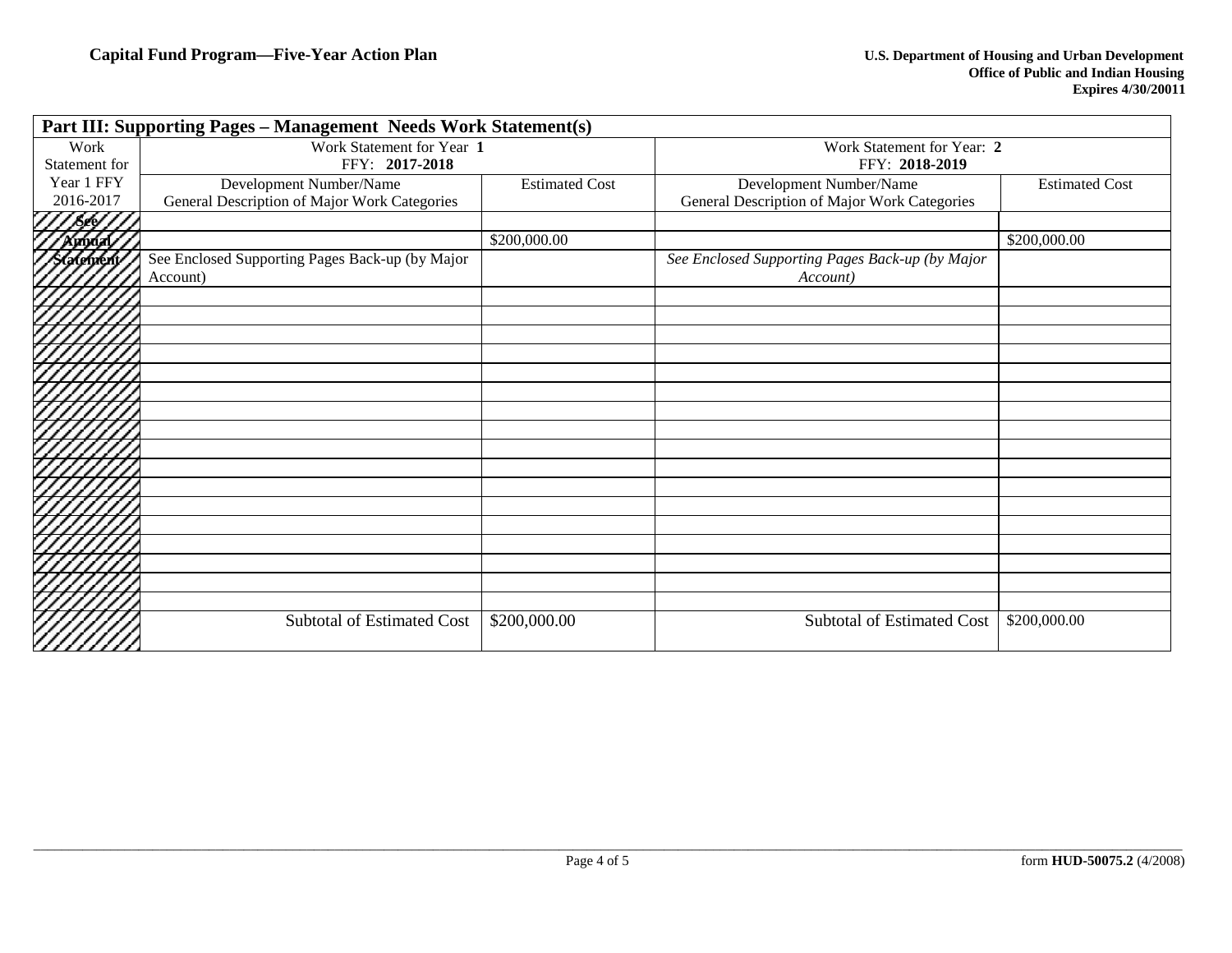**Capital Fund Program—Five-Year Action Plan**

**U.S. Department of Housing and Urban Development**
**Office of Public and Indian Housing**
**Expires 4/30/20011**

| **Part III: Supporting Pages – Management Needs Work Statement(s)** | | | | |
|---|---|---|---|---|
| Work Statement for Year 1 FFY 2016-2017 | Work Statement for Year **1** FFY: **2017-2018** | | Work Statement for Year: **2** FFY: **2018-2019** | |
| | Development Number/Name General Description of Major Work Categories | Estimated Cost | Development Number/Name General Description of Major Work Categories | Estimated Cost |
| **See** | | | | |
| **Annual** | | $200,000.00 | | $200,000.00 |
| **Statement** | See Enclosed Supporting Pages Back-up (by Major Account) | | *See Enclosed Supporting Pages Back-up (by Major Account)* | |
| | | | | |
| | | | | |
| | | | | |
| | | | | |
| | | | | |
| | | | | |
| | | | | |
| | | | | |
| | | | | |
| | | | | |
| | | | | |
| | | | | |
| | | | | |
| | | | | |
| | | | | |
| | | | | |
| | | | | |
| | Subtotal of Estimated Cost | $200,000.00 | Subtotal of Estimated Cost | $200,000.00 |

form **HUD-50075.2** (4/2008)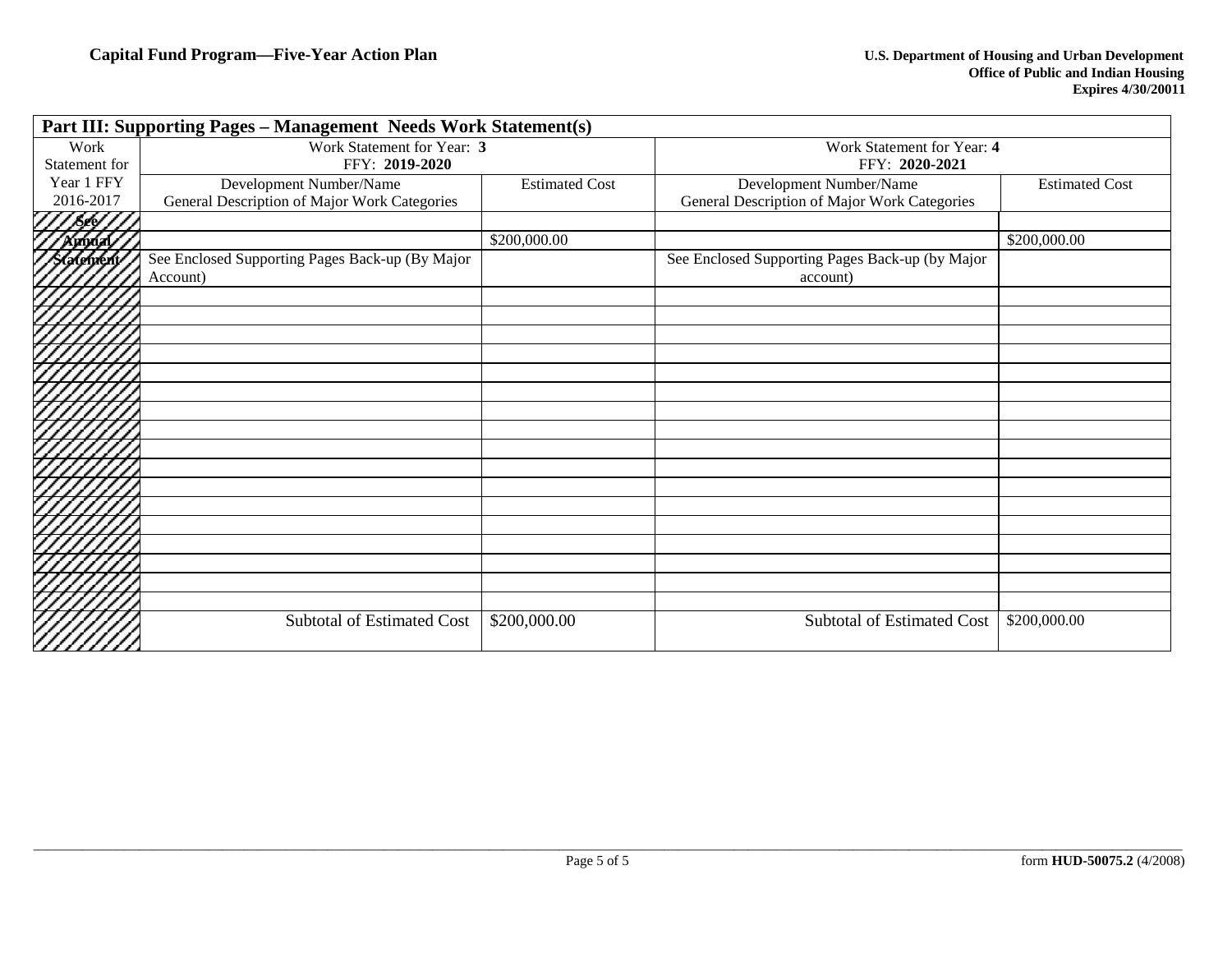**Capital Fund Program—Five-Year Action Plan**

**U.S. Department of Housing and Urban Development**
**Office of Public and Indian Housing**
**Expires 4/30/20011**

| **Part III: Supporting Pages – Management Needs Work Statement(s)** | | | | |
|---|---|---|---|---|
| Work Statement for Year 1 FFY 2016-2017 | Work Statement for Year: **3** FFY: **2019-2020** | | Work Statement for Year: **4** FFY: **2020-2021** | |
| | Development Number/Name General Description of Major Work Categories | Estimated Cost | Development Number/Name General Description of Major Work Categories | Estimated Cost |
| **See** | | | | |
| **Annual** | | $200,000.00 | | $200,000.00 |
| **Statement** | See Enclosed Supporting Pages Back-up (By Major Account) | | See Enclosed Supporting Pages Back-up (by Major account) | |
| | | | | |
| | | | | |
| | | | | |
| | | | | |
| | | | | |
| | | | | |
| | | | | |
| | | | | |
| | | | | |
| | | | | |
| | | | | |
| | | | | |
| | | | | |
| | | | | |
| | | | | |
| | | | | |
| | | | | |
| | Subtotal of Estimated Cost | $200,000.00 | Subtotal of Estimated Cost | $200,000.00 |

form **HUD-50075.2** (4/2008)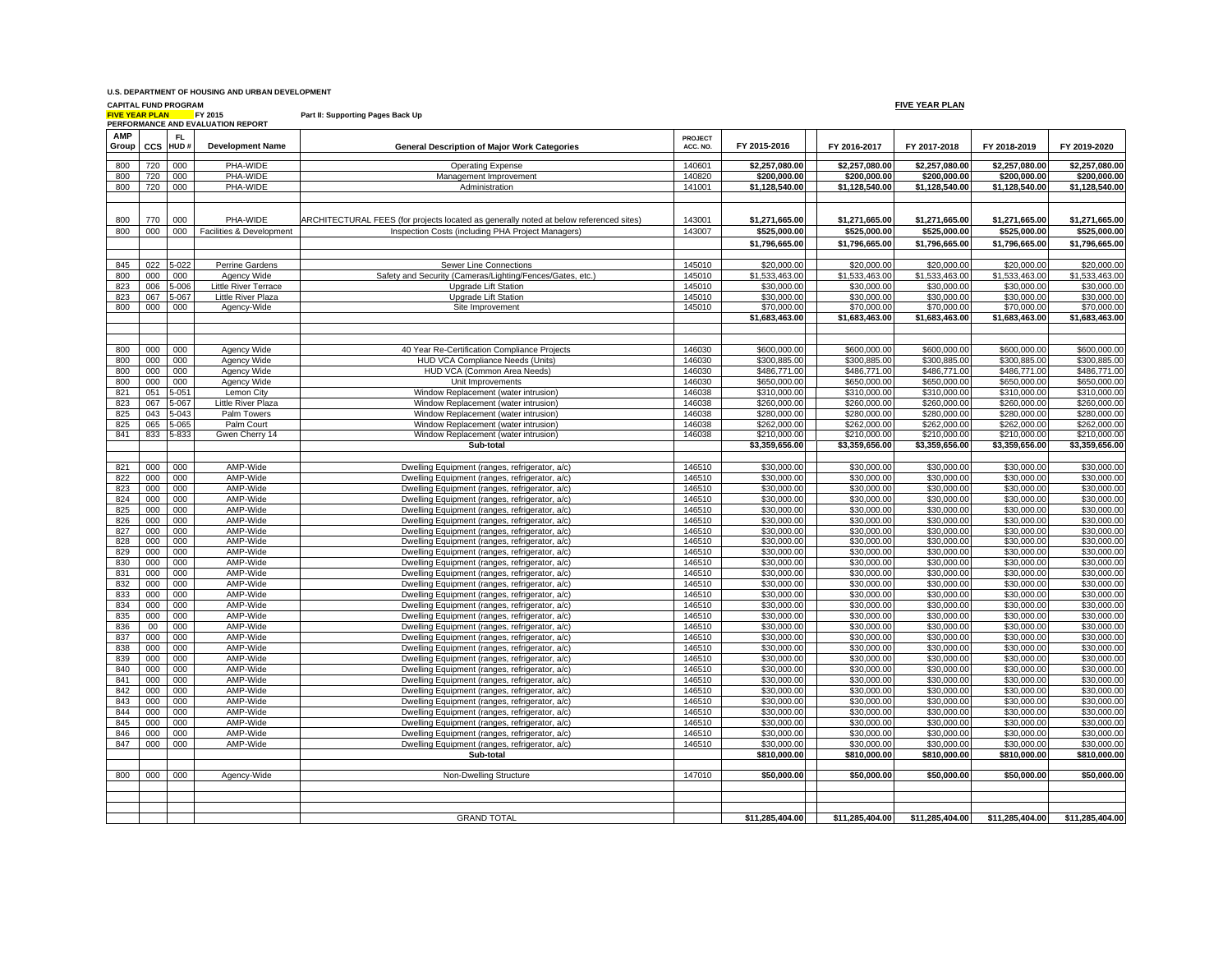U.S. DEPARTMENT OF HOUSING AND URBAN DEVELOPMENT

CAPITAL FUND PROGRAM

FIVE YEAR PLAN FY 2015 Part II: Supporting Pages Back Up

PERFORMANCE AND EVALUATION REPORT

FIVE YEAR PLAN

| AMP Group | CCS | FL HUD # | Development Name | General Description of Major Work Categories | PROJECT ACC. NO. | FY 2015-2016 | FY 2016-2017 | FY 2017-2018 | FY 2018-2019 | FY 2019-2020 |
|---|---|---|---|---|---|---|---|---|---|---|
| 800 | 720 | 000 | PHA-WIDE | Operating Expense | 140601 | **$2,257,080.00** | **$2,257,080.00** | **$2,257,080.00** | **$2,257,080.00** | **$2,257,080.00** |
| 800 | 720 | 000 | PHA-WIDE | Management Improvement | 140820 | **$200,000.00** | **$200,000.00** | **$200,000.00** | **$200,000.00** | **$200,000.00** |
| 800 | 720 | 000 | PHA-WIDE | Administration | 141001 | **$1,128,540.00** | **$1,128,540.00** | **$1,128,540.00** | **$1,128,540.00** | **$1,128,540.00** |
| | | | | | | | | | | |
| 800 | 770 | 000 | PHA-WIDE | ARCHITECTURAL FEES (for projects located as generally noted at below referenced sites) | 143001 | **$1,271,665.00** | **$1,271,665.00** | **$1,271,665.00** | **$1,271,665.00** | **$1,271,665.00** |
| 800 | 000 | 000 | Facilities & Development | Inspection Costs (including PHA Project Managers) | 143007 | **$525,000.00** | **$525,000.00** | **$525,000.00** | **$525,000.00** | **$525,000.00** |
| | | | | | | **$1,796,665.00** | **$1,796,665.00** | **$1,796,665.00** | **$1,796,665.00** | **$1,796,665.00** |
| | | | | | | | | | | |
| 845 | 022 | 5-022 | Perrine Gardens | Sewer Line Connections | 145010 | $20,000.00 | $20,000.00 | $20,000.00 | $20,000.00 | $20,000.00 |
| 800 | 000 | 000 | Agency Wide | Safety and Security (Cameras/Lighting/Fences/Gates, etc.) | 145010 | $1,533,463.00 | $1,533,463.00 | $1,533,463.00 | $1,533,463.00 | $1,533,463.00 |
| 823 | 006 | 5-006 | Little River Terrace | Upgrade Lift Station | 145010 | $30,000.00 | $30,000.00 | $30,000.00 | $30,000.00 | $30,000.00 |
| 823 | 067 | 5-067 | Little River Plaza | Upgrade Lift Station | 145010 | $30,000.00 | $30,000.00 | $30,000.00 | $30,000.00 | $30,000.00 |
| 800 | 000 | 000 | Agency-Wide | Site Improvement | 145010 | $70,000.00 | $70,000.00 | $70,000.00 | $70,000.00 | $70,000.00 |
| | | | | | | **$1,683,463.00** | **$1,683,463.00** | **$1,683,463.00** | **$1,683,463.00** | **$1,683,463.00** |
| | | | | | | | | | | |
| 800 | 000 | 000 | Agency Wide | 40 Year Re-Certification Compliance Projects | 146030 | $600,000.00 | $600,000.00 | $600,000.00 | $600,000.00 | $600,000.00 |
| 800 | 000 | 000 | Agency Wide | HUD VCA Compliance Needs (Units) | 146030 | $300,885.00 | $300,885.00 | $300,885.00 | $300,885.00 | $300,885.00 |
| 800 | 000 | 000 | Agency Wide | HUD VCA (Common Area Needs) | 146030 | $486,771.00 | $486,771.00 | $486,771.00 | $486,771.00 | $486,771.00 |
| 800 | 000 | 000 | Agency Wide | Unit Improvements | 146030 | $650,000.00 | $650,000.00 | $650,000.00 | $650,000.00 | $650,000.00 |
| 821 | 051 | 5-051 | Lemon City | Window Replacement (water intrusion) | 146038 | $310,000.00 | $310,000.00 | $310,000.00 | $310,000.00 | $310,000.00 |
| 823 | 067 | 5-067 | Little River Plaza | Window Replacement (water intrusion) | 146038 | $260,000.00 | $260,000.00 | $260,000.00 | $260,000.00 | $260,000.00 |
| 825 | 043 | 5-043 | Palm Towers | Window Replacement (water intrusion) | 146038 | $280,000.00 | $280,000.00 | $280,000.00 | $280,000.00 | $280,000.00 |
| 825 | 065 | 5-065 | Palm Court | Window Replacement (water intrusion) | 146038 | $262,000.00 | $262,000.00 | $262,000.00 | $262,000.00 | $262,000.00 |
| 841 | 833 | 5-833 | Gwen Cherry 14 | Window Replacement (water intrusion) | 146038 | $210,000.00 | $210,000.00 | $210,000.00 | $210,000.00 | $210,000.00 |
| | | | | **Sub-total** | | **$3,359,656.00** | **$3,359,656.00** | **$3,359,656.00** | **$3,359,656.00** | **$3,359,656.00** |
| | | | | | | | | | | |
| 821 | 000 | 000 | AMP-Wide | Dwelling Equipment (ranges, refrigerator, a/c) | 146510 | $30,000.00 | $30,000.00 | $30,000.00 | $30,000.00 | $30,000.00 |
| 822 | 000 | 000 | AMP-Wide | Dwelling Equipment (ranges, refrigerator, a/c) | 146510 | $30,000.00 | $30,000.00 | $30,000.00 | $30,000.00 | $30,000.00 |
| 823 | 000 | 000 | AMP-Wide | Dwelling Equipment (ranges, refrigerator, a/c) | 146510 | $30,000.00 | $30,000.00 | $30,000.00 | $30,000.00 | $30,000.00 |
| 824 | 000 | 000 | AMP-Wide | Dwelling Equipment (ranges, refrigerator, a/c) | 146510 | $30,000.00 | $30,000.00 | $30,000.00 | $30,000.00 | $30,000.00 |
| 825 | 000 | 000 | AMP-Wide | Dwelling Equipment (ranges, refrigerator, a/c) | 146510 | $30,000.00 | $30,000.00 | $30,000.00 | $30,000.00 | $30,000.00 |
| 826 | 000 | 000 | AMP-Wide | Dwelling Equipment (ranges, refrigerator, a/c) | 146510 | $30,000.00 | $30,000.00 | $30,000.00 | $30,000.00 | $30,000.00 |
| 827 | 000 | 000 | AMP-Wide | Dwelling Equipment (ranges, refrigerator, a/c) | 146510 | $30,000.00 | $30,000.00 | $30,000.00 | $30,000.00 | $30,000.00 |
| 828 | 000 | 000 | AMP-Wide | Dwelling Equipment (ranges, refrigerator, a/c) | 146510 | $30,000.00 | $30,000.00 | $30,000.00 | $30,000.00 | $30,000.00 |
| 829 | 000 | 000 | AMP-Wide | Dwelling Equipment (ranges, refrigerator, a/c) | 146510 | $30,000.00 | $30,000.00 | $30,000.00 | $30,000.00 | $30,000.00 |
| 830 | 000 | 000 | AMP-Wide | Dwelling Equipment (ranges, refrigerator, a/c) | 146510 | $30,000.00 | $30,000.00 | $30,000.00 | $30,000.00 | $30,000.00 |
| 831 | 000 | 000 | AMP-Wide | Dwelling Equipment (ranges, refrigerator, a/c) | 146510 | $30,000.00 | $30,000.00 | $30,000.00 | $30,000.00 | $30,000.00 |
| 832 | 000 | 000 | AMP-Wide | Dwelling Equipment (ranges, refrigerator, a/c) | 146510 | $30,000.00 | $30,000.00 | $30,000.00 | $30,000.00 | $30,000.00 |
| 833 | 000 | 000 | AMP-Wide | Dwelling Equipment (ranges, refrigerator, a/c) | 146510 | $30,000.00 | $30,000.00 | $30,000.00 | $30,000.00 | $30,000.00 |
| 834 | 000 | 000 | AMP-Wide | Dwelling Equipment (ranges, refrigerator, a/c) | 146510 | $30,000.00 | $30,000.00 | $30,000.00 | $30,000.00 | $30,000.00 |
| 835 | 000 | 000 | AMP-Wide | Dwelling Equipment (ranges, refrigerator, a/c) | 146510 | $30,000.00 | $30,000.00 | $30,000.00 | $30,000.00 | $30,000.00 |
| 836 | 00 | 000 | AMP-Wide | Dwelling Equipment (ranges, refrigerator, a/c) | 146510 | $30,000.00 | $30,000.00 | $30,000.00 | $30,000.00 | $30,000.00 |
| 837 | 000 | 000 | AMP-Wide | Dwelling Equipment (ranges, refrigerator, a/c) | 146510 | $30,000.00 | $30,000.00 | $30,000.00 | $30,000.00 | $30,000.00 |
| 838 | 000 | 000 | AMP-Wide | Dwelling Equipment (ranges, refrigerator, a/c) | 146510 | $30,000.00 | $30,000.00 | $30,000.00 | $30,000.00 | $30,000.00 |
| 839 | 000 | 000 | AMP-Wide | Dwelling Equipment (ranges, refrigerator, a/c) | 146510 | $30,000.00 | $30,000.00 | $30,000.00 | $30,000.00 | $30,000.00 |
| 840 | 000 | 000 | AMP-Wide | Dwelling Equipment (ranges, refrigerator, a/c) | 146510 | $30,000.00 | $30,000.00 | $30,000.00 | $30,000.00 | $30,000.00 |
| 841 | 000 | 000 | AMP-Wide | Dwelling Equipment (ranges, refrigerator, a/c) | 146510 | $30,000.00 | $30,000.00 | $30,000.00 | $30,000.00 | $30,000.00 |
| 842 | 000 | 000 | AMP-Wide | Dwelling Equipment (ranges, refrigerator, a/c) | 146510 | $30,000.00 | $30,000.00 | $30,000.00 | $30,000.00 | $30,000.00 |
| 843 | 000 | 000 | AMP-Wide | Dwelling Equipment (ranges, refrigerator, a/c) | 146510 | $30,000.00 | $30,000.00 | $30,000.00 | $30,000.00 | $30,000.00 |
| 844 | 000 | 000 | AMP-Wide | Dwelling Equipment (ranges, refrigerator, a/c) | 146510 | $30,000.00 | $30,000.00 | $30,000.00 | $30,000.00 | $30,000.00 |
| 845 | 000 | 000 | AMP-Wide | Dwelling Equipment (ranges, refrigerator, a/c) | 146510 | $30,000.00 | $30,000.00 | $30,000.00 | $30,000.00 | $30,000.00 |
| 846 | 000 | 000 | AMP-Wide | Dwelling Equipment (ranges, refrigerator, a/c) | 146510 | $30,000.00 | $30,000.00 | $30,000.00 | $30,000.00 | $30,000.00 |
| 847 | 000 | 000 | AMP-Wide | Dwelling Equipment (ranges, refrigerator, a/c) | 146510 | $30,000.00 | $30,000.00 | $30,000.00 | $30,000.00 | $30,000.00 |
| | | | | **Sub-total** | | **$810,000.00** | **$810,000.00** | **$810,000.00** | **$810,000.00** | **$810,000.00** |
| | | | | | | | | | | |
| 800 | 000 | 000 | Agency-Wide | Non-Dwelling Structure | 147010 | **$50,000.00** | **$50,000.00** | **$50,000.00** | **$50,000.00** | **$50,000.00** |
| | | | | | | | | | | |
| | | | | GRAND TOTAL | | **$11,285,404.00** | **$11,285,404.00** | **$11,285,404.00** | **$11,285,404.00** | **$11,285,404.00** |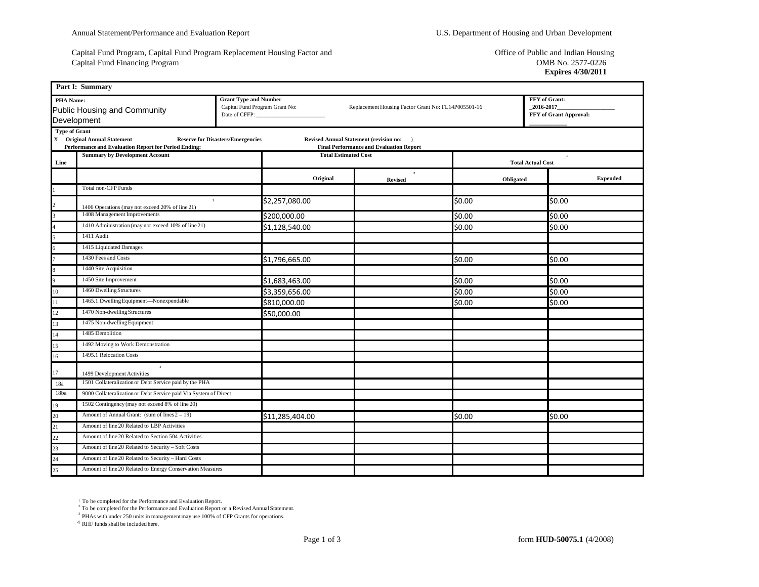Annual Statement/Performance and Evaluation Report

U.S. Department of Housing and Urban Development

Capital Fund Program, Capital Fund Program Replacement Housing Factor and Capital Fund Financing Program

Office of Public and Indian Housing
OMB No. 2577-0226
**Expires 4/30/2011**

| **Part I: Summary** | | | | | |
|---|---|---|---|---|---|
| **PHA Name:** Public Housing and Community Development | **Grant Type and Number** Capital Fund Program Grant No: Date of CFFP: ______ | Replacement Housing Factor Grant No: FL14P005501-16 | | **FFY of Grant:** _2016-2017_ **FFY of Grant Approval:** ______ | |
| **Type of Grant** X **Original Annual Statement** **Reserve for Disasters/Emergencies** **Revised Annual Statement (revision no: )** **Performance and Evaluation Report for Period Ending:** **Final Performance and Evaluation Report** | | | | | |
| **Line** | **Summary by Development Account** | **Total Estimated Cost** | | **Total Actual Cost** [1] | |
| | | **Original** | **Revised** [2] | **Obligated** | **Expended** |
| 1 | Total non-CFP Funds | | | | |
| 2 | 1406 Operations (may not exceed 20% of line 21) [3] | $2,257,080.00 | | $0.00 | $0.00 |
| 3 | 1408 Management Improvements | $200,000.00 | | $0.00 | $0.00 |
| 4 | 1410 Administration (may not exceed 10% of line 21) | $1,128,540.00 | | $0.00 | $0.00 |
| 5 | 1411 Audit | | | | |
| 6 | 1415 Liquidated Damages | | | | |
| 7 | 1430 Fees and Costs | $1,796,665.00 | | $0.00 | $0.00 |
| 8 | 1440 Site Acquisition | | | | |
| 9 | 1450 Site Improvement | $1,683,463.00 | | $0.00 | $0.00 |
| 10 | 1460 Dwelling Structures | $3,359,656.00 | | $0.00 | $0.00 |
| 11 | 1465.1 Dwelling Equipment—Nonexpendable | $810,000.00 | | $0.00 | $0.00 |
| 12 | 1470 Non-dwelling Structures | $50,000.00 | | | |
| 13 | 1475 Non-dwelling Equipment | | | | |
| 14 | 1485 Demolition | | | | |
| 15 | 1492 Moving to Work Demonstration | | | | |
| 16 | 1495.1 Relocation Costs | | | | |
| 17 | 1499 Development Activities [4] | | | | |
| 18a | 1501 Collateralization or Debt Service paid by the PHA | | | | |
| 18ba | 9000 Collateralization or Debt Service paid Via System of Direct | | | | |
| 19 | 1502 Contingency (may not exceed 8% of line 20) | | | | |
| 20 | Amount of Annual Grant: (sum of lines 2 – 19) | $11,285,404.00 | | $0.00 | $0.00 |
| 21 | Amount of line 20 Related to LBP Activities | | | | |
| 22 | Amount of line 20 Related to Section 504 Activities | | | | |
| 23 | Amount of line 20 Related to Security – Soft Costs | | | | |
| 24 | Amount of line 20 Related to Security – Hard Costs | | | | |
| 25 | Amount of line 20 Related to Energy Conservation Measures | | | | |

[1] To be completed for the Performance and Evaluation Report.
[2] To be completed for the Performance and Evaluation Report or a Revised Annual Statement.
[3] PHAs with under 250 units in management may use 100% of CFP Grants for operations.
[4] RHF funds shall be included here.

form **HUD-50075.1** (4/2008)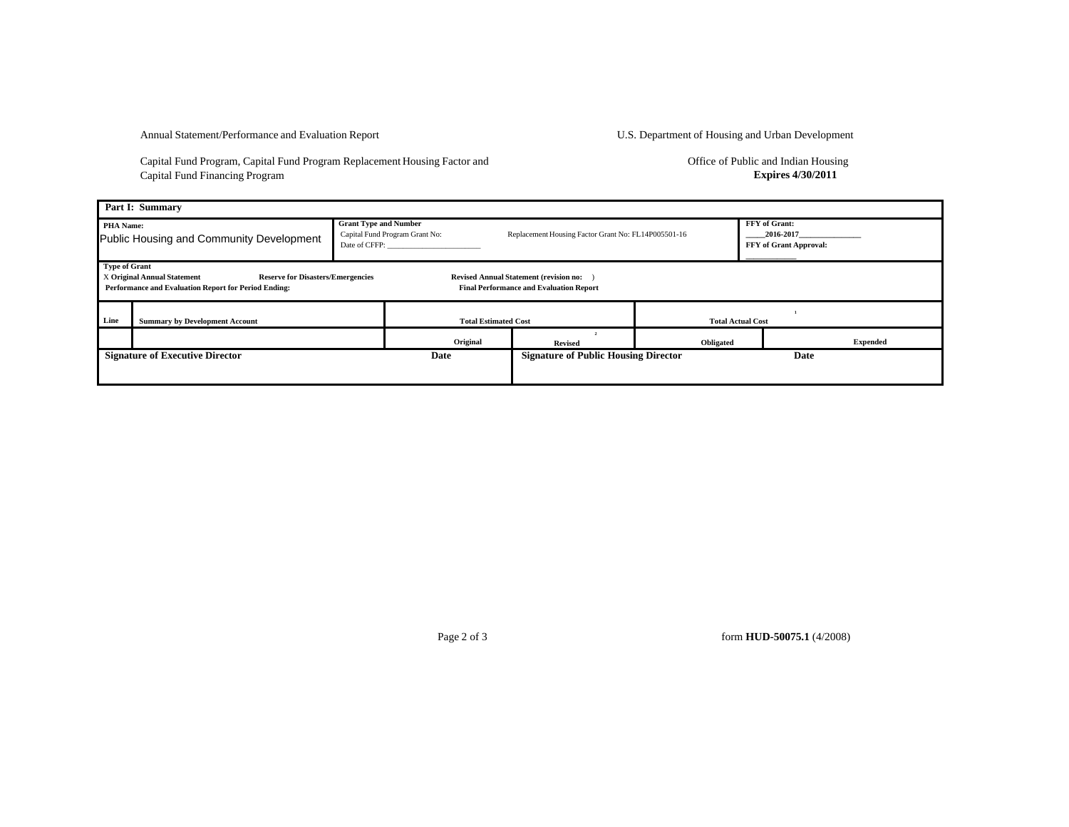Annual Statement/Performance and Evaluation Report

Capital Fund Program, Capital Fund Program Replacement Housing Factor and Capital Fund Financing Program

U.S. Department of Housing and Urban Development

Office of Public and Indian Housing

**Expires 4/30/2011**

| **Part I: Summary** | | | | | |
|---|---|---|---|---|---|
| **PHA Name:** Public Housing and Community Development | **Grant Type and Number** Capital Fund Program Grant No: Date of CFFP: ________________________ | Replacement Housing Factor Grant No: FL14P005501-16 | | | **FFY of Grant:** _____2016-2017_______________ **FFY of Grant Approval:** ____________ |
| **Type of Grant** X **Original Annual Statement** **Reserve for Disasters/Emergencies** **Revised Annual Statement (revision no: )** **Performance and Evaluation Report for Period Ending:** **Final Performance and Evaluation Report** | | | | | |
| **Line** | **Summary by Development Account** | **Total Estimated Cost** | | **Total Actual Cost** [1] | |
| | | **Original** | **Revised** [2] | **Obligated** | **Expended** |
| **Signature of Executive Director** | | **Date** | **Signature of Public Housing Director** | | **Date** |

form **HUD-50075.1** (4/2008)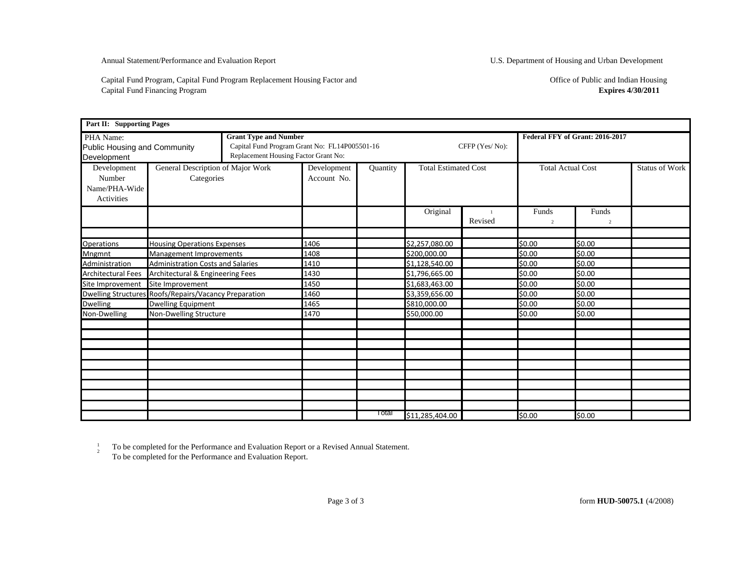Annual Statement/Performance and Evaluation Report

U.S. Department of Housing and Urban Development

Capital Fund Program, Capital Fund Program Replacement Housing Factor and Capital Fund Financing Program

Office of Public and Indian Housing
**Expires 4/30/2011**

| **Part II: Supporting Pages** | | | | | | | | |
|---|---|---|---|---|---|---|---|---|
| PHA Name: Public Housing and Community Development | **Grant Type and Number** Capital Fund Program Grant No: FL14P005501-16 Replacement Housing Factor Grant No: | | | CFFP (Yes/ No): | | **Federal FFY of Grant: 2016-2017** | | |
| Development Number Name/PHA-Wide Activities | General Description of Major Work Categories | Development Account No. | Quantity | Total Estimated Cost | | Total Actual Cost | | Status of Work |
| | | | | Original | Revised [1] | Funds [2] | Funds [2] | |
| | | | | | | | | |
| Operations | Housing Operations Expenses | 1406 | | $2,257,080.00 | | $0.00 | $0.00 | |
| Mngmnt | Management Improvements | 1408 | | $200,000.00 | | $0.00 | $0.00 | |
| Administration | Administration Costs and Salaries | 1410 | | $1,128,540.00 | | $0.00 | $0.00 | |
| Architectural Fees | Architectural & Engineering Fees | 1430 | | $1,796,665.00 | | $0.00 | $0.00 | |
| Site Improvement | Site Improvement | 1450 | | $1,683,463.00 | | $0.00 | $0.00 | |
| Dwelling Structures | Roofs/Repairs/Vacancy Preparation | 1460 | | $3,359,656.00 | | $0.00 | $0.00 | |
| Dwelling | Dwelling Equipment | 1465 | | $810,000.00 | | $0.00 | $0.00 | |
| Non-Dwelling | Non-Dwelling Structure | 1470 | | $50,000.00 | | $0.00 | $0.00 | |
| | | | | | | | | |
| | | | Total | $11,285,404.00 | | $0.00 | $0.00 | |

[1] To be completed for the Performance and Evaluation Report or a Revised Annual Statement.
[2] To be completed for the Performance and Evaluation Report.

form **HUD-50075.1** (4/2008)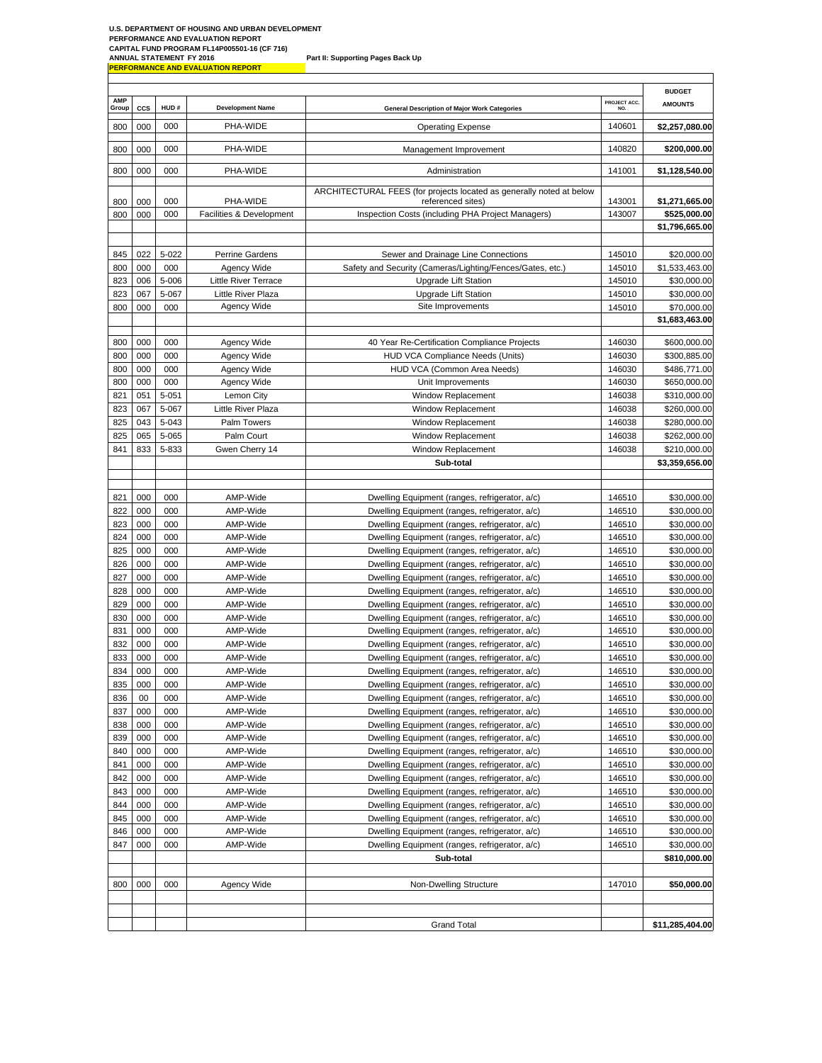**U.S. DEPARTMENT OF HOUSING AND URBAN DEVELOPMENT**
**PERFORMANCE AND EVALUATION REPORT**
**CAPITAL FUND PROGRAM FL14P005501-16 (CF 716)**
**ANNUAL STATEMENT FY 2016**

**Part II: Supporting Pages Back Up**

**PERFORMANCE AND EVALUATION REPORT**

| AMP Group | CCS | HUD # | Development Name | General Description of Major Work Categories | PROJECT ACC. NO. | BUDGET AMOUNTS |
|---|---|---|---|---|---|---|
| 800 | 000 | 000 | PHA-WIDE | Operating Expense | 140601 | **$2,257,080.00** |
| 800 | 000 | 000 | PHA-WIDE | Management Improvement | 140820 | **$200,000.00** |
| 800 | 000 | 000 | PHA-WIDE | Administration | 141001 | **$1,128,540.00** |
| 800 | 000 | 000 | PHA-WIDE | ARCHITECTURAL FEES (for projects located as generally noted at below referenced sites) | 143001 | **$1,271,665.00** |
| 800 | 000 | 000 | Facilities & Development | Inspection Costs (including PHA Project Managers) | 143007 | **$525,000.00** |
| | | | | | | **$1,796,665.00** |
| 845 | 022 | 5-022 | Perrine Gardens | Sewer and Drainage Line Connections | 145010 | $20,000.00 |
| 800 | 000 | 000 | Agency Wide | Safety and Security (Cameras/Lighting/Fences/Gates, etc.) | 145010 | $1,533,463.00 |
| 823 | 006 | 5-006 | Little River Terrace | Upgrade Lift Station | 145010 | $30,000.00 |
| 823 | 067 | 5-067 | Little River Plaza | Upgrade Lift Station | 145010 | $30,000.00 |
| 800 | 000 | 000 | Agency Wide | Site Improvements | 145010 | $70,000.00 |
| | | | | | | **$1,683,463.00** |
| 800 | 000 | 000 | Agency Wide | 40 Year Re-Certification Compliance Projects | 146030 | $600,000.00 |
| 800 | 000 | 000 | Agency Wide | HUD VCA Compliance Needs (Units) | 146030 | $300,885.00 |
| 800 | 000 | 000 | Agency Wide | HUD VCA (Common Area Needs) | 146030 | $486,771.00 |
| 800 | 000 | 000 | Agency Wide | Unit Improvements | 146030 | $650,000.00 |
| 821 | 051 | 5-051 | Lemon City | Window Replacement | 146038 | $310,000.00 |
| 823 | 067 | 5-067 | Little River Plaza | Window Replacement | 146038 | $260,000.00 |
| 825 | 043 | 5-043 | Palm Towers | Window Replacement | 146038 | $280,000.00 |
| 825 | 065 | 5-065 | Palm Court | Window Replacement | 146038 | $262,000.00 |
| 841 | 833 | 5-833 | Gwen Cherry 14 | Window Replacement | 146038 | $210,000.00 |
| | | | | **Sub-total** | | **$3,359,656.00** |
| 821 | 000 | 000 | AMP-Wide | Dwelling Equipment (ranges, refrigerator, a/c) | 146510 | $30,000.00 |
| 822 | 000 | 000 | AMP-Wide | Dwelling Equipment (ranges, refrigerator, a/c) | 146510 | $30,000.00 |
| 823 | 000 | 000 | AMP-Wide | Dwelling Equipment (ranges, refrigerator, a/c) | 146510 | $30,000.00 |
| 824 | 000 | 000 | AMP-Wide | Dwelling Equipment (ranges, refrigerator, a/c) | 146510 | $30,000.00 |
| 825 | 000 | 000 | AMP-Wide | Dwelling Equipment (ranges, refrigerator, a/c) | 146510 | $30,000.00 |
| 826 | 000 | 000 | AMP-Wide | Dwelling Equipment (ranges, refrigerator, a/c) | 146510 | $30,000.00 |
| 827 | 000 | 000 | AMP-Wide | Dwelling Equipment (ranges, refrigerator, a/c) | 146510 | $30,000.00 |
| 828 | 000 | 000 | AMP-Wide | Dwelling Equipment (ranges, refrigerator, a/c) | 146510 | $30,000.00 |
| 829 | 000 | 000 | AMP-Wide | Dwelling Equipment (ranges, refrigerator, a/c) | 146510 | $30,000.00 |
| 830 | 000 | 000 | AMP-Wide | Dwelling Equipment (ranges, refrigerator, a/c) | 146510 | $30,000.00 |
| 831 | 000 | 000 | AMP-Wide | Dwelling Equipment (ranges, refrigerator, a/c) | 146510 | $30,000.00 |
| 832 | 000 | 000 | AMP-Wide | Dwelling Equipment (ranges, refrigerator, a/c) | 146510 | $30,000.00 |
| 833 | 000 | 000 | AMP-Wide | Dwelling Equipment (ranges, refrigerator, a/c) | 146510 | $30,000.00 |
| 834 | 000 | 000 | AMP-Wide | Dwelling Equipment (ranges, refrigerator, a/c) | 146510 | $30,000.00 |
| 835 | 000 | 000 | AMP-Wide | Dwelling Equipment (ranges, refrigerator, a/c) | 146510 | $30,000.00 |
| 836 | 00 | 000 | AMP-Wide | Dwelling Equipment (ranges, refrigerator, a/c) | 146510 | $30,000.00 |
| 837 | 000 | 000 | AMP-Wide | Dwelling Equipment (ranges, refrigerator, a/c) | 146510 | $30,000.00 |
| 838 | 000 | 000 | AMP-Wide | Dwelling Equipment (ranges, refrigerator, a/c) | 146510 | $30,000.00 |
| 839 | 000 | 000 | AMP-Wide | Dwelling Equipment (ranges, refrigerator, a/c) | 146510 | $30,000.00 |
| 840 | 000 | 000 | AMP-Wide | Dwelling Equipment (ranges, refrigerator, a/c) | 146510 | $30,000.00 |
| 841 | 000 | 000 | AMP-Wide | Dwelling Equipment (ranges, refrigerator, a/c) | 146510 | $30,000.00 |
| 842 | 000 | 000 | AMP-Wide | Dwelling Equipment (ranges, refrigerator, a/c) | 146510 | $30,000.00 |
| 843 | 000 | 000 | AMP-Wide | Dwelling Equipment (ranges, refrigerator, a/c) | 146510 | $30,000.00 |
| 844 | 000 | 000 | AMP-Wide | Dwelling Equipment (ranges, refrigerator, a/c) | 146510 | $30,000.00 |
| 845 | 000 | 000 | AMP-Wide | Dwelling Equipment (ranges, refrigerator, a/c) | 146510 | $30,000.00 |
| 846 | 000 | 000 | AMP-Wide | Dwelling Equipment (ranges, refrigerator, a/c) | 146510 | $30,000.00 |
| 847 | 000 | 000 | AMP-Wide | Dwelling Equipment (ranges, refrigerator, a/c) | 146510 | $30,000.00 |
| | | | | **Sub-total** | | **$810,000.00** |
| 800 | 000 | 000 | Agency Wide | Non-Dwelling Structure | 147010 | **$50,000.00** |
| | | | | Grand Total | | **$11,285,404.00** |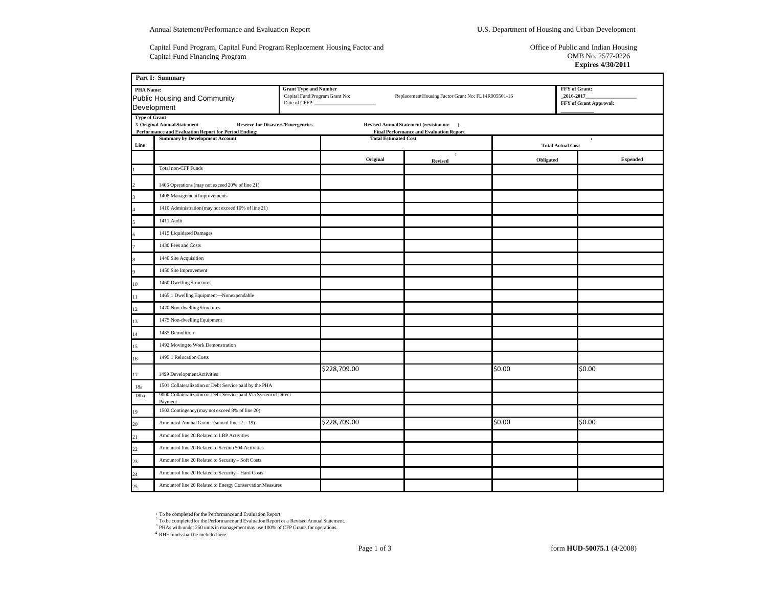Annual Statement/Performance and Evaluation Report

U.S. Department of Housing and Urban Development

Capital Fund Program, Capital Fund Program Replacement Housing Factor and Capital Fund Financing Program

Office of Public and Indian Housing
OMB No. 2577-0226
**Expires 4/30/2011**

| **Part I: Summary** | | | | | |
|---|---|---|---|---|---|
| **PHA Name:** Public Housing and Community Development | **Grant Type and Number** Capital Fund Program Grant No: Date of CFFP: ____________ | Replacement Housing Factor Grant No: FL14R005501-16 | | **FFY of Grant:** _2016-2017_______ **FFY of Grant Approval:** ________ | |
| **Type of Grant** X **Original Annual Statement** **Performance and Evaluation Report for Period Ending:** | **Reserve for Disasters/Emergencies** | **Revised Annual Statement (revision no: )** **Final Performance and Evaluation Report** | | | |
| **Line** | **Summary by Development Account** | **Total Estimated Cost** | | **Total Actual Cost** [1] | |
| | | **Original** | **Revised** [2] | **Obligated** | **Expended** |
| 1 | Total non-CFP Funds | | | | |
| 2 | 1406 Operations (may not exceed 20% of line 21) | | | | |
| 3 | 1408 Management Improvements | | | | |
| 4 | 1410 Administration (may not exceed 10% of line 21) | | | | |
| 5 | 1411 Audit | | | | |
| 6 | 1415 Liquidated Damages | | | | |
| 7 | 1430 Fees and Costs | | | | |
| 8 | 1440 Site Acquisition | | | | |
| 9 | 1450 Site Improvement | | | | |
| 10 | 1460 Dwelling Structures | | | | |
| 11 | 1465.1 Dwelling Equipment—Nonexpendable | | | | |
| 12 | 1470 Non-dwelling Structures | | | | |
| 13 | 1475 Non-dwelling Equipment | | | | |
| 14 | 1485 Demolition | | | | |
| 15 | 1492 Moving to Work Demonstration | | | | |
| 16 | 1495.1 Relocation Costs | | | | |
| 17 | 1499 Development Activities | $228,709.00 | | $0.00 | $0.00 |
| 18a | 1501 Collateralization or Debt Service paid by the PHA | | | | |
| 18ba | 9000 Collateralization or Debt Service paid Via System of Direct Payment | | | | |
| 19 | 1502 Contingency (may not exceed 8% of line 20) | | | | |
| 20 | Amount of Annual Grant: (sum of lines 2 – 19) | $228,709.00 | | $0.00 | $0.00 |
| 21 | Amount of line 20 Related to LBP Activities | | | | |
| 22 | Amount of line 20 Related to Section 504 Activities | | | | |
| 23 | Amount of line 20 Related to Security – Soft Costs | | | | |
| 24 | Amount of line 20 Related to Security – Hard Costs | | | | |
| 25 | Amount of line 20 Related to Energy Conservation Measures | | | | |

[1] To be completed for the Performance and Evaluation Report.
[2] To be completed for the Performance and Evaluation Report or a Revised Annual Statement.
[3] PHAs with under 250 units in management may use 100% of CFP Grants for operations.
[4] RHF funds shall be included here.

form **HUD-50075.1** (4/2008)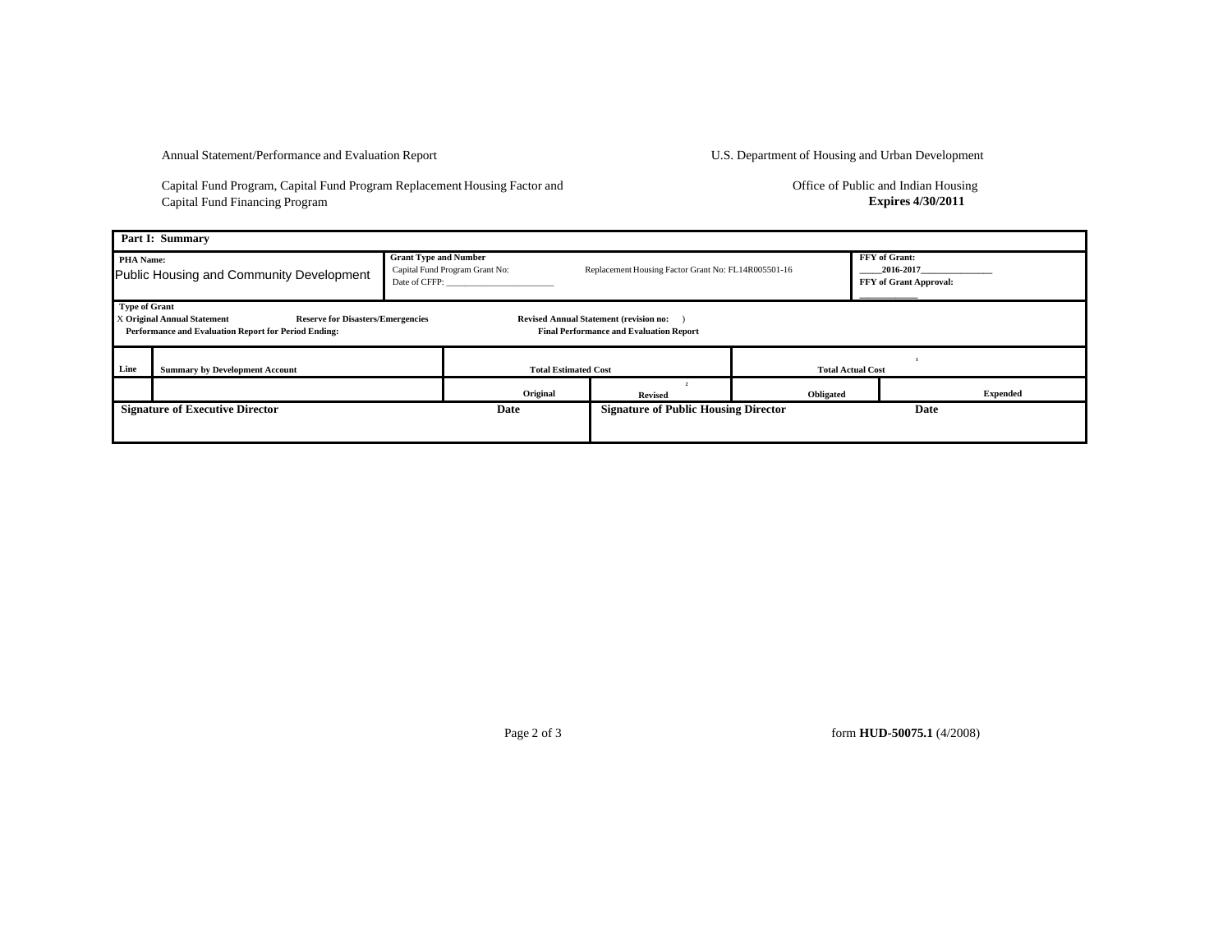Annual Statement/Performance and Evaluation Report

U.S. Department of Housing and Urban Development

Capital Fund Program, Capital Fund Program Replacement Housing Factor and Capital Fund Financing Program

Office of Public and Indian Housing

**Expires 4/30/2011**

| **Part I: Summary** | | | | | |
|---|---|---|---|---|---|
| **PHA Name:** Public Housing and Community Development | | **Grant Type and Number** Capital Fund Program Grant No: Date of CFFP: ________________________ Replacement Housing Factor Grant No: FL14R005501-16 | | | **FFY of Grant:** ____2016-2017______________ **FFY of Grant Approval:** ____________ |
| **Type of Grant** X **Original Annual Statement** **Reserve for Disasters/Emergencies** **Revised Annual Statement (revision no: )** **Performance and Evaluation Report for Period Ending:** **Final Performance and Evaluation Report** | | | | | |
| **Line** | **Summary by Development Account** | **Total Estimated Cost** | | **Total Actual Cost** [1] | |
| | | **Original** | **Revised** [2] | **Obligated** | **Expended** |
| **Signature of Executive Director** | | **Date** | **Signature of Public Housing Director** | | **Date** |

form **HUD-50075.1** (4/2008)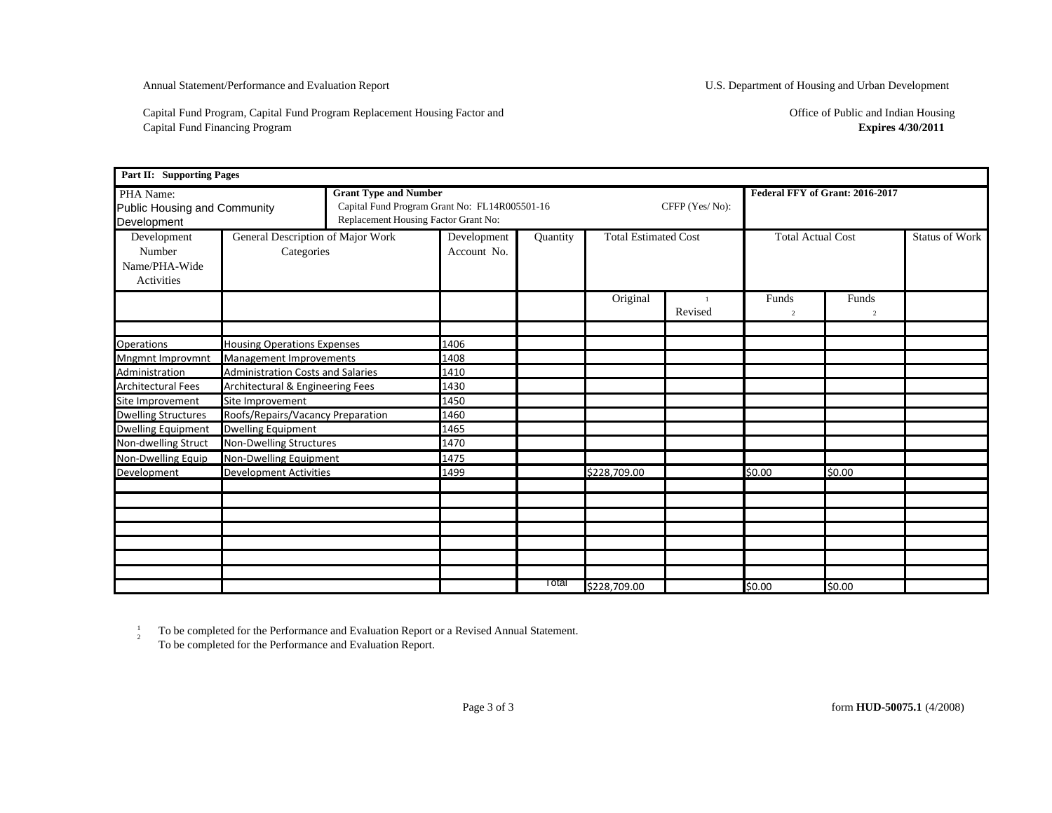Annual Statement/Performance and Evaluation Report

U.S. Department of Housing and Urban Development

Capital Fund Program, Capital Fund Program Replacement Housing Factor and Capital Fund Financing Program

Office of Public and Indian Housing

**Expires 4/30/2011**

| **Part II: Supporting Pages** | | | | | | | | |
|---|---|---|---|---|---|---|---|---|
| PHA Name: Public Housing and Community Development | **Grant Type and Number** Capital Fund Program Grant No: FL14R005501-16 Replacement Housing Factor Grant No: CFFP (Yes/ No): | | | | | **Federal FFY of Grant: 2016-2017** | | |
| Development Number Name/PHA-Wide Activities | General Description of Major Work Categories | Development Account No. | Quantity | Total Estimated Cost | | Total Actual Cost | | Status of Work |
| | | | | Original | Revised [1] | Funds [2] | Funds [2] | |
| | | | | | | | | |
| Operations | Housing Operations Expenses | 1406 | | | | | | |
| Mngmnt Improvmnt | Management Improvements | 1408 | | | | | | |
| Administration | Administration Costs and Salaries | 1410 | | | | | | |
| Architectural Fees | Architectural & Engineering Fees | 1430 | | | | | | |
| Site Improvement | Site Improvement | 1450 | | | | | | |
| Dwelling Structures | Roofs/Repairs/Vacancy Preparation | 1460 | | | | | | |
| Dwelling Equipment | Dwelling Equipment | 1465 | | | | | | |
| Non-dwelling Struct | Non-Dwelling Structures | 1470 | | | | | | |
| Non-Dwelling Equip | Non-Dwelling Equipment | 1475 | | | | | | |
| Development | Development Activities | 1499 | | $228,709.00 | | $0.00 | $0.00 | |
| | | | | | | | | |
| | | | | | | | | |
| | | | | | | | | |
| | | | | | | | | |
| | | | | | | | | |
| | | | | | | | | |
| | | | | | | | | |
| | | | Total | $228,709.00 | | $0.00 | $0.00 | |

[1] To be completed for the Performance and Evaluation Report or a Revised Annual Statement.
[2] To be completed for the Performance and Evaluation Report.

form **HUD-50075.1** (4/2008)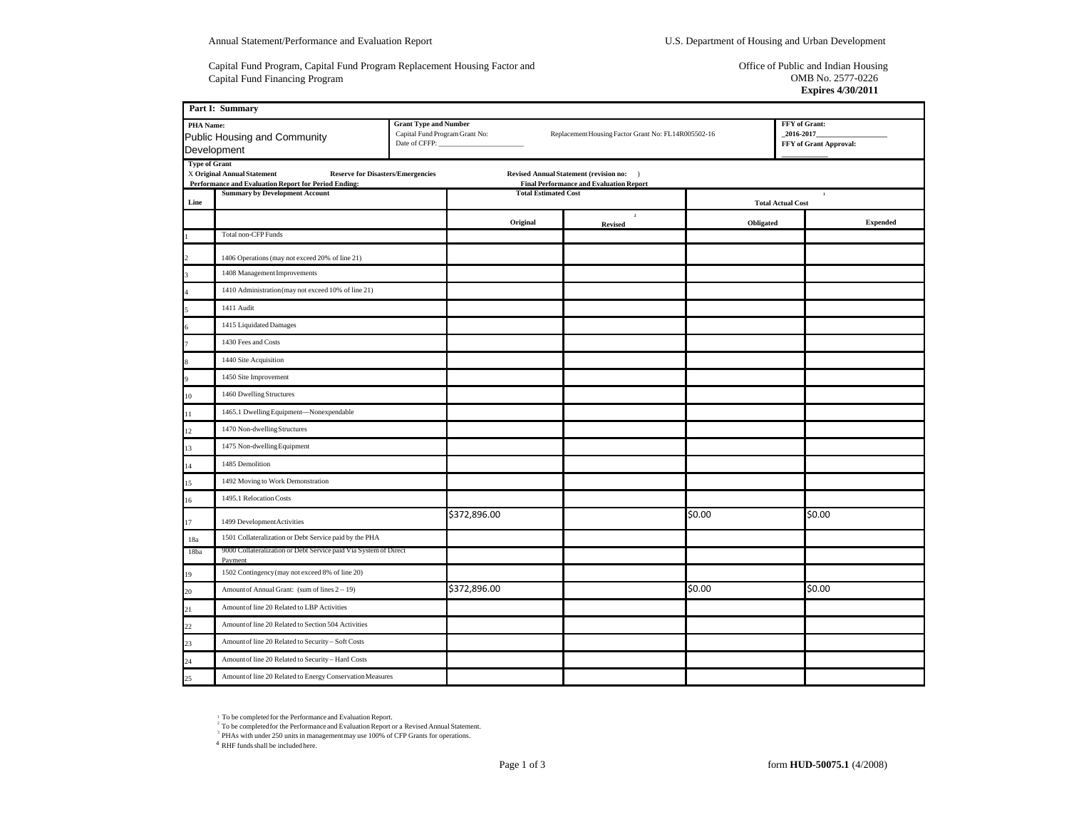Annual Statement/Performance and Evaluation Report

U.S. Department of Housing and Urban Development

Capital Fund Program, Capital Fund Program Replacement Housing Factor and Capital Fund Financing Program

Office of Public and Indian Housing
OMB No. 2577-0226
**Expires 4/30/2011**

| **Part I: Summary** | | | | | |
|---|---|---|---|---|---|
| **PHA Name:** Public Housing and Community Development | | **Grant Type and Number** Capital Fund Program Grant No: Date of CFFP: ______ | Replacement Housing Factor Grant No: FL14R005502-16 | | **FFY of Grant:** _2016-2017_ **FFY of Grant Approval:** ______ |
| **Type of Grant** X **Original Annual Statement** **Reserve for Disasters/Emergencies** **Revised Annual Statement (revision no: )** **Performance and Evaluation Report for Period Ending:** **Final Performance and Evaluation Report** | | | | | |
| **Line** | **Summary by Development Account** | **Total Estimated Cost** | | **Total Actual Cost** [1] | |
| | | **Original** | **Revised** [2] | **Obligated** | **Expended** |
| 1 | Total non-CFP Funds | | | | |
| 2 | 1406 Operations (may not exceed 20% of line 21) | | | | |
| 3 | 1408 Management Improvements | | | | |
| 4 | 1410 Administration (may not exceed 10% of line 21) | | | | |
| 5 | 1411 Audit | | | | |
| 6 | 1415 Liquidated Damages | | | | |
| 7 | 1430 Fees and Costs | | | | |
| 8 | 1440 Site Acquisition | | | | |
| 9 | 1450 Site Improvement | | | | |
| 10 | 1460 Dwelling Structures | | | | |
| 11 | 1465.1 Dwelling Equipment—Nonexpendable | | | | |
| 12 | 1470 Non-dwelling Structures | | | | |
| 13 | 1475 Non-dwelling Equipment | | | | |
| 14 | 1485 Demolition | | | | |
| 15 | 1492 Moving to Work Demonstration | | | | |
| 16 | 1495.1 Relocation Costs | | | | |
| 17 | 1499 Development Activities | $372,896.00 | | $0.00 | $0.00 |
| 18a | 1501 Collateralization or Debt Service paid by the PHA | | | | |
| 18ba | 9000 Collateralization or Debt Service paid Via System of Direct Payment | | | | |
| 19 | 1502 Contingency (may not exceed 8% of line 20) | | | | |
| 20 | Amount of Annual Grant: (sum of lines 2 – 19) | $372,896.00 | | $0.00 | $0.00 |
| 21 | Amount of line 20 Related to LBP Activities | | | | |
| 22 | Amount of line 20 Related to Section 504 Activities | | | | |
| 23 | Amount of line 20 Related to Security – Soft Costs | | | | |
| 24 | Amount of line 20 Related to Security – Hard Costs | | | | |
| 25 | Amount of line 20 Related to Energy Conservation Measures | | | | |

[1] To be completed for the Performance and Evaluation Report.
[2] To be completed for the Performance and Evaluation Report or a Revised Annual Statement.
[3] PHAs with under 250 units in management may use 100% of CFP Grants for operations.
[4] RHF funds shall be included here.

form **HUD-50075.1** (4/2008)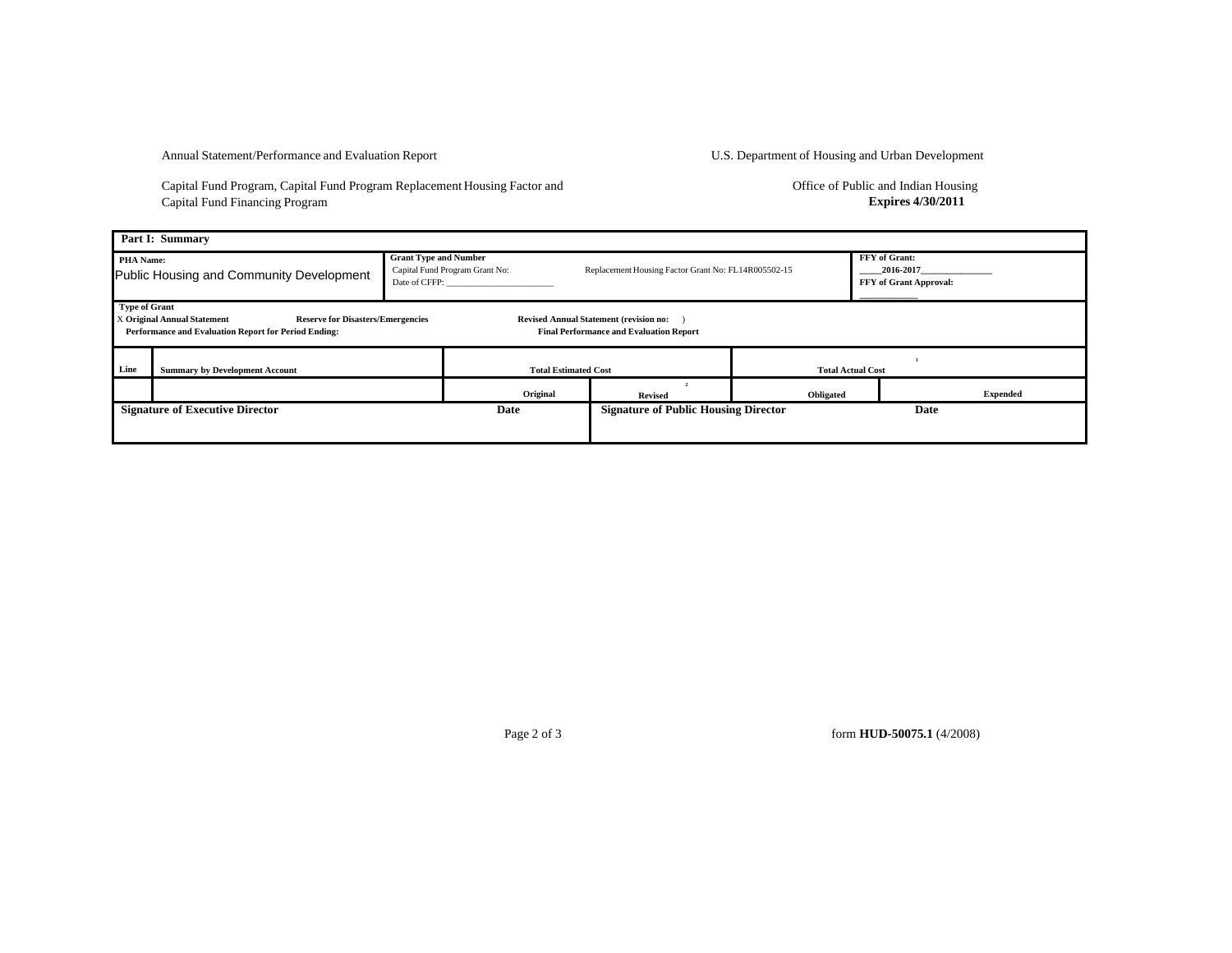Annual Statement/Performance and Evaluation Report

Capital Fund Program, Capital Fund Program Replacement Housing Factor and
Capital Fund Financing Program

U.S. Department of Housing and Urban Development

Office of Public and Indian Housing
**Expires 4/30/2011**

| **Part I: Summary** | | | | | |
|---|---|---|---|---|---|
| **PHA Name:** Public Housing and Community Development | | **Grant Type and Number** Capital Fund Program Grant No: Date of CFFP: ________________________ | Replacement Housing Factor Grant No: FL14R005502-15 | | **FFY of Grant:** _____2016-2017_______________ **FFY of Grant Approval:** ____________ |
| **Type of Grant** X **Original Annual Statement** **Reserve for Disasters/Emergencies** **Revised Annual Statement (revision no: )** **Performance and Evaluation Report for Period Ending:** **Final Performance and Evaluation Report** | | | | | |
| **Line** | **Summary by Development Account** | **Total Estimated Cost** | | **Total Actual Cost** [1] | |
| | | **Original** | **Revised** [2] | **Obligated** | **Expended** |
| **Signature of Executive Director** | | **Date** | **Signature of Public Housing Director** | | **Date** |

form **HUD-50075.1** (4/2008)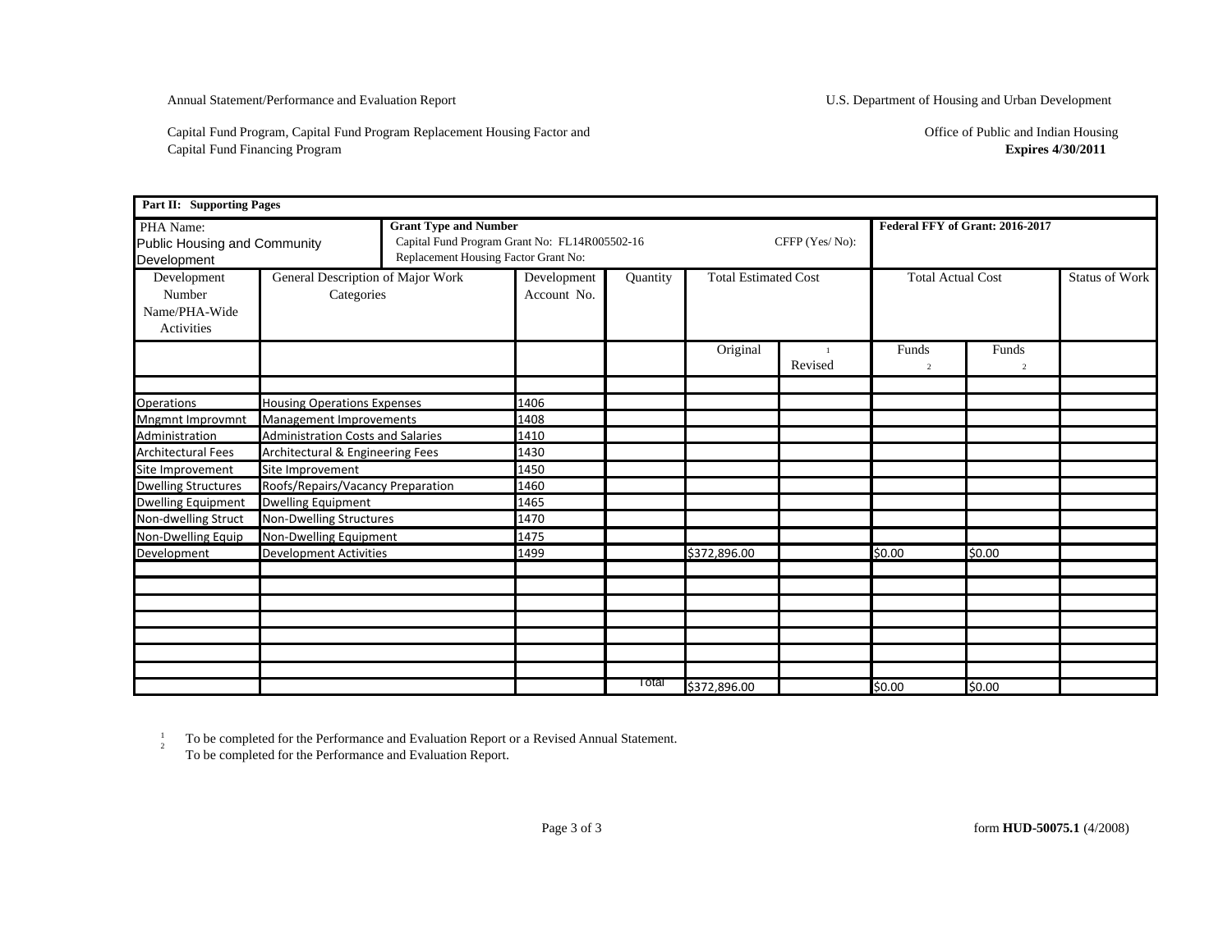Annual Statement/Performance and Evaluation Report

U.S. Department of Housing and Urban Development

Capital Fund Program, Capital Fund Program Replacement Housing Factor and Capital Fund Financing Program

Office of Public and Indian Housing

**Expires 4/30/2011**

**Part II: Supporting Pages**

| PHA Name: Public Housing and Community Development | | **Grant Type and Number** Capital Fund Program Grant No: FL14R005502-16 Replacement Housing Factor Grant No: | | CFFP (Yes/ No): | | **Federal FFY of Grant: 2016-2017** | | |
|---|---|---|---|---|---|---|---|---|
| Development Number Name/PHA-Wide Activities | General Description of Major Work Categories | Development Account No. | Quantity | Total Estimated Cost | | Total Actual Cost | | Status of Work |
| | | | | Original | Revised [1] | Funds [2] | Funds [2] | |
| | | | | | | | | |
| Operations | Housing Operations Expenses | 1406 | | | | | | |
| Mngmnt Improvmnt | Management Improvements | 1408 | | | | | | |
| Administration | Administration Costs and Salaries | 1410 | | | | | | |
| Architectural Fees | Architectural & Engineering Fees | 1430 | | | | | | |
| Site Improvement | Site Improvement | 1450 | | | | | | |
| Dwelling Structures | Roofs/Repairs/Vacancy Preparation | 1460 | | | | | | |
| Dwelling Equipment | Dwelling Equipment | 1465 | | | | | | |
| Non-dwelling Struct | Non-Dwelling Structures | 1470 | | | | | | |
| Non-Dwelling Equip | Non-Dwelling Equipment | 1475 | | | | | | |
| Development | Development Activities | 1499 | | $372,896.00 | | $0.00 | $0.00 | |
| | | | | | | | | |
| | | | | | | | | |
| | | | | | | | | |
| | | | | | | | | |
| | | | | | | | | |
| | | | | | | | | |
| | | | | | | | | |
| | | | Total | $372,896.00 | | $0.00 | $0.00 | |

[1] To be completed for the Performance and Evaluation Report or a Revised Annual Statement.
[2] To be completed for the Performance and Evaluation Report.

form **HUD-50075.1** (4/2008)